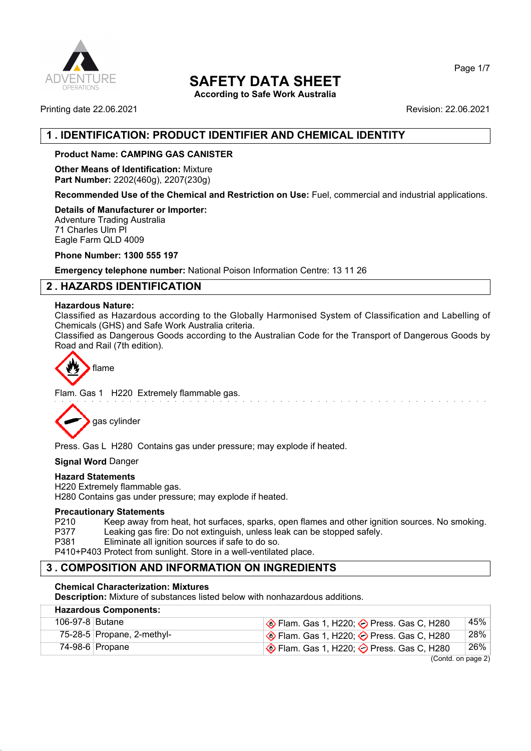# SAFETY DATA SHEET

**According to Safe Work Australia**

Printing date 22.06.2021 | Revision: 22.06.2021

## 1 . IDENTIFICATION: PRODUCT IDENTIFIER AND CHEMICAL IDENTITY

**Product Name: CAMPING GAS CANISTER**

**Other Means of Identification:** Mixture
**Part Number:** 2202(460g), 2207(230g)

**Recommended Use of the Chemical and Restriction on Use:** Fuel, commercial and industrial applications.

**Details of Manufacturer or Importer:**
Adventure Trading Australia
71 Charles Ulm Pl
Eagle Farm QLD 4009

**Phone Number: 1300 555 197**

**Emergency telephone number:** National Poison Information Centre: 13 11 26

## 2 . HAZARDS IDENTIFICATION

**Hazardous Nature:**
Classified as Hazardous according to the Globally Harmonised System of Classification and Labelling of Chemicals (GHS) and Safe Work Australia criteria.
Classified as Dangerous Goods according to the Australian Code for the Transport of Dangerous Goods by Road and Rail (7th edition).

flame

Flam. Gas 1 H220 Extremely flammable gas.

gas cylinder

Press. Gas L H280 Contains gas under pressure; may explode if heated.

**Signal Word** Danger

**Hazard Statements**
H220 Extremely flammable gas.
H280 Contains gas under pressure; may explode if heated.

**Precautionary Statements**
P210 Keep away from heat, hot surfaces, sparks, open flames and other ignition sources. No smoking.
P377 Leaking gas fire: Do not extinguish, unless leak can be stopped safely.
P381 Eliminate all ignition sources if safe to do so.
P410+P403 Protect from sunlight. Store in a well-ventilated place.

## 3 . COMPOSITION AND INFORMATION ON INGREDIENTS

**Chemical Characterization: Mixtures**
**Description:** Mixture of substances listed below with nonhazardous additions.

| **Hazardous Components:** | | | |
|---|---|---|---|
| 106-97-8 | Butane | Flam. Gas 1, H220; Press. Gas C, H280 | 45% |
| 75-28-5 | Propane, 2-methyl- | Flam. Gas 1, H220; Press. Gas C, H280 | 28% |
| 74-98-6 | Propane | Flam. Gas 1, H220; Press. Gas C, H280 | 26% |

(Contd. on page 2)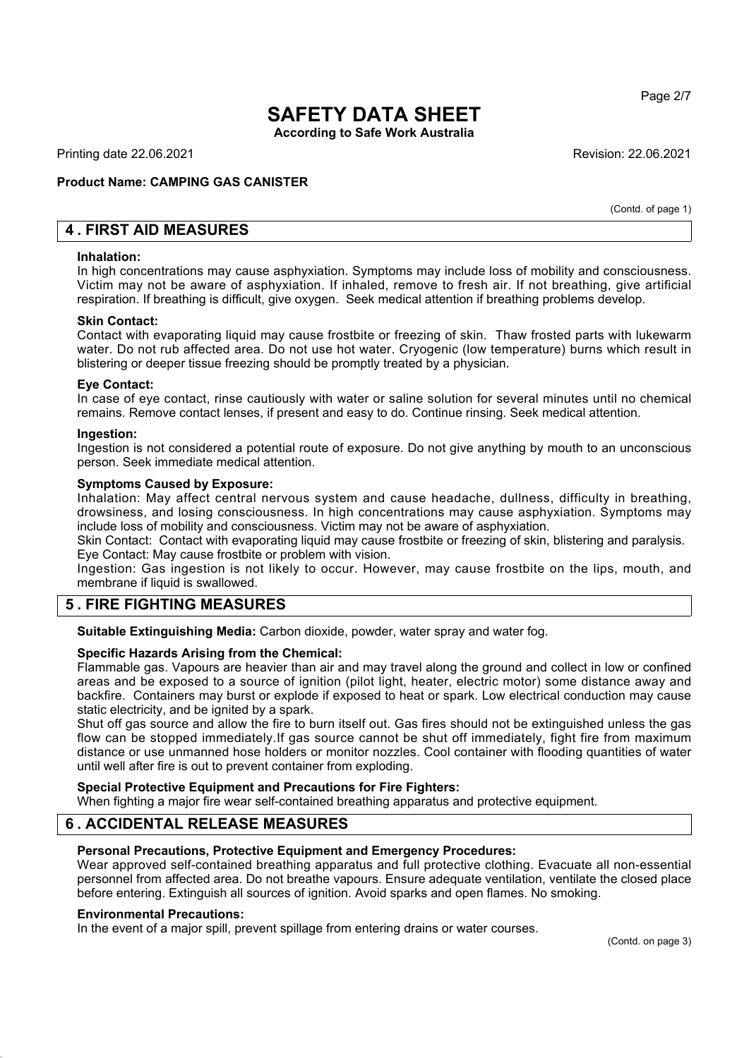# SAFETY DATA SHEET

**According to Safe Work Australia**

Printing date 22.06.2021 Revision: 22.06.2021

**Product Name: CAMPING GAS CANISTER**

(Contd. of page 1)

## 4 . FIRST AID MEASURES

**Inhalation:**
In high concentrations may cause asphyxiation. Symptoms may include loss of mobility and consciousness. Victim may not be aware of asphyxiation. If inhaled, remove to fresh air. If not breathing, give artificial respiration. If breathing is difficult, give oxygen. Seek medical attention if breathing problems develop.

**Skin Contact:**
Contact with evaporating liquid may cause frostbite or freezing of skin. Thaw frosted parts with lukewarm water. Do not rub affected area. Do not use hot water. Cryogenic (low temperature) burns which result in blistering or deeper tissue freezing should be promptly treated by a physician.

**Eye Contact:**
In case of eye contact, rinse cautiously with water or saline solution for several minutes until no chemical remains. Remove contact lenses, if present and easy to do. Continue rinsing. Seek medical attention.

**Ingestion:**
Ingestion is not considered a potential route of exposure. Do not give anything by mouth to an unconscious person. Seek immediate medical attention.

**Symptoms Caused by Exposure:**
Inhalation: May affect central nervous system and cause headache, dullness, difficulty in breathing, drowsiness, and losing consciousness. In high concentrations may cause asphyxiation. Symptoms may include loss of mobility and consciousness. Victim may not be aware of asphyxiation.
Skin Contact: Contact with evaporating liquid may cause frostbite or freezing of skin, blistering and paralysis.
Eye Contact: May cause frostbite or problem with vision.
Ingestion: Gas ingestion is not likely to occur. However, may cause frostbite on the lips, mouth, and membrane if liquid is swallowed.

## 5 . FIRE FIGHTING MEASURES

**Suitable Extinguishing Media:** Carbon dioxide, powder, water spray and water fog.

**Specific Hazards Arising from the Chemical:**
Flammable gas. Vapours are heavier than air and may travel along the ground and collect in low or confined areas and be exposed to a source of ignition (pilot light, heater, electric motor) some distance away and backfire. Containers may burst or explode if exposed to heat or spark. Low electrical conduction may cause static electricity, and be ignited by a spark.
Shut off gas source and allow the fire to burn itself out. Gas fires should not be extinguished unless the gas flow can be stopped immediately.If gas source cannot be shut off immediately, fight fire from maximum distance or use unmanned hose holders or monitor nozzles. Cool container with flooding quantities of water until well after fire is out to prevent container from exploding.

**Special Protective Equipment and Precautions for Fire Fighters:**
When fighting a major fire wear self-contained breathing apparatus and protective equipment.

## 6 . ACCIDENTAL RELEASE MEASURES

**Personal Precautions, Protective Equipment and Emergency Procedures:**
Wear approved self-contained breathing apparatus and full protective clothing. Evacuate all non-essential personnel from affected area. Do not breathe vapours. Ensure adequate ventilation, ventilate the closed place before entering. Extinguish all sources of ignition. Avoid sparks and open flames. No smoking.

**Environmental Precautions:**
In the event of a major spill, prevent spillage from entering drains or water courses.

(Contd. on page 3)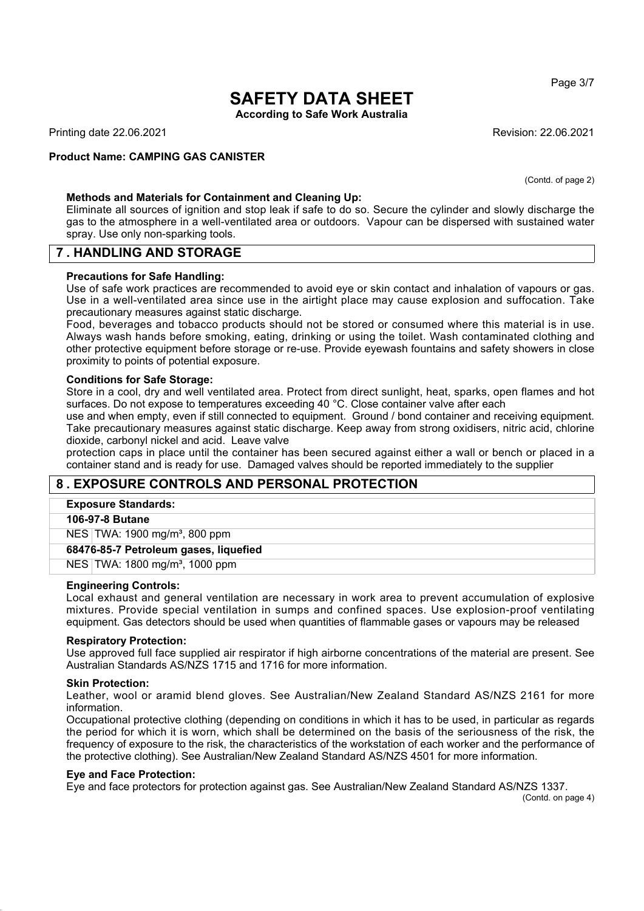(Contd. of page 2)

**Methods and Materials for Containment and Cleaning Up:**
Eliminate all sources of ignition and stop leak if safe to do so. Secure the cylinder and slowly discharge the gas to the atmosphere in a well-ventilated area or outdoors. Vapour can be dispersed with sustained water spray. Use only non-sparking tools.

## 7 . HANDLING AND STORAGE

**Precautions for Safe Handling:**
Use of safe work practices are recommended to avoid eye or skin contact and inhalation of vapours or gas. Use in a well-ventilated area since use in the airtight place may cause explosion and suffocation. Take precautionary measures against static discharge.
Food, beverages and tobacco products should not be stored or consumed where this material is in use. Always wash hands before smoking, eating, drinking or using the toilet. Wash contaminated clothing and other protective equipment before storage or re-use. Provide eyewash fountains and safety showers in close proximity to points of potential exposure.

**Conditions for Safe Storage:**
Store in a cool, dry and well ventilated area. Protect from direct sunlight, heat, sparks, open flames and hot surfaces. Do not expose to temperatures exceeding 40 °C. Close container valve after each use and when empty, even if still connected to equipment. Ground / bond container and receiving equipment. Take precautionary measures against static discharge. Keep away from strong oxidisers, nitric acid, chlorine dioxide, carbonyl nickel and acid. Leave valve protection caps in place until the container has been secured against either a wall or bench or placed in a container stand and is ready for use. Damaged valves should be reported immediately to the supplier

## 8 . EXPOSURE CONTROLS AND PERSONAL PROTECTION

| **Exposure Standards:** | |
|---|---|
| **106-97-8 Butane** | |
| NES | TWA: 1900 mg/m³, 800 ppm |
| **68476-85-7 Petroleum gases, liquefied** | |
| NES | TWA: 1800 mg/m³, 1000 ppm |

**Engineering Controls:**
Local exhaust and general ventilation are necessary in work area to prevent accumulation of explosive mixtures. Provide special ventilation in sumps and confined spaces. Use explosion-proof ventilating equipment. Gas detectors should be used when quantities of flammable gases or vapours may be released

**Respiratory Protection:**
Use approved full face supplied air respirator if high airborne concentrations of the material are present. See Australian Standards AS/NZS 1715 and 1716 for more information.

**Skin Protection:**
Leather, wool or aramid blend gloves. See Australian/New Zealand Standard AS/NZS 2161 for more information.
Occupational protective clothing (depending on conditions in which it has to be used, in particular as regards the period for which it is worn, which shall be determined on the basis of the seriousness of the risk, the frequency of exposure to the risk, the characteristics of the workstation of each worker and the performance of the protective clothing). See Australian/New Zealand Standard AS/NZS 4501 for more information.

**Eye and Face Protection:**
Eye and face protectors for protection against gas. See Australian/New Zealand Standard AS/NZS 1337.

(Contd. on page 4)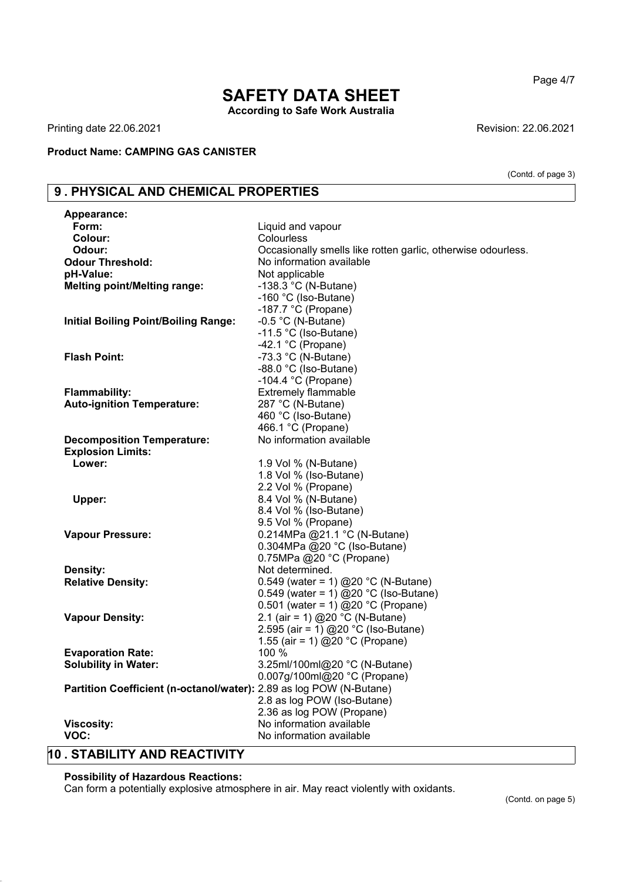# SAFETY DATA SHEET

**According to Safe Work Australia**

Printing date 22.06.2021 Revision: 22.06.2021

**Product Name: CAMPING GAS CANISTER**

(Contd. of page 3)

## 9 . PHYSICAL AND CHEMICAL PROPERTIES

| | |
|---|---|
| **Appearance:** | |
| **Form:** | Liquid and vapour |
| **Colour:** | Colourless |
| **Odour:** | Occasionally smells like rotten garlic, otherwise odourless. |
| **Odour Threshold:** | No information available |
| **pH-Value:** | Not applicable |
| **Melting point/Melting range:** | -138.3 °C (N-Butane)<br>-160 °C (Iso-Butane)<br>-187.7 °C (Propane) |
| **Initial Boiling Point/Boiling Range:** | -0.5 °C (N-Butane)<br>-11.5 °C (Iso-Butane)<br>-42.1 °C (Propane) |
| **Flash Point:** | -73.3 °C (N-Butane)<br>-88.0 °C (Iso-Butane)<br>-104.4 °C (Propane) |
| **Flammability:** | Extremely flammable |
| **Auto-ignition Temperature:** | 287 °C (N-Butane)<br>460 °C (Iso-Butane)<br>466.1 °C (Propane) |
| **Decomposition Temperature:** | No information available |
| **Explosion Limits:** | |
| **Lower:** | 1.9 Vol % (N-Butane)<br>1.8 Vol % (Iso-Butane)<br>2.2 Vol % (Propane) |
| **Upper:** | 8.4 Vol % (N-Butane)<br>8.4 Vol % (Iso-Butane)<br>9.5 Vol % (Propane) |
| **Vapour Pressure:** | 0.214MPa @21.1 °C (N-Butane)<br>0.304MPa @20 °C (Iso-Butane)<br>0.75MPa @20 °C (Propane) |
| **Density:** | Not determined. |
| **Relative Density:** | 0.549 (water = 1) @20 °C (N-Butane)<br>0.549 (water = 1) @20 °C (Iso-Butane)<br>0.501 (water = 1) @20 °C (Propane) |
| **Vapour Density:** | 2.1 (air = 1) @20 °C (N-Butane)<br>2.595 (air = 1) @20 °C (Iso-Butane)<br>1.55 (air = 1) @20 °C (Propane) |
| **Evaporation Rate:** | 100 % |
| **Solubility in Water:** | 3.25ml/100ml@20 °C (N-Butane)<br>0.007g/100ml@20 °C (Propane) |
| **Partition Coefficient (n-octanol/water):** | 2.89 as log POW (N-Butane)<br>2.8 as log POW (Iso-Butane)<br>2.36 as log POW (Propane) |
| **Viscosity:** | No information available |
| **VOC:** | No information available |

## 10 . STABILITY AND REACTIVITY

**Possibility of Hazardous Reactions:**

Can form a potentially explosive atmosphere in air. May react violently with oxidants.

(Contd. on page 5)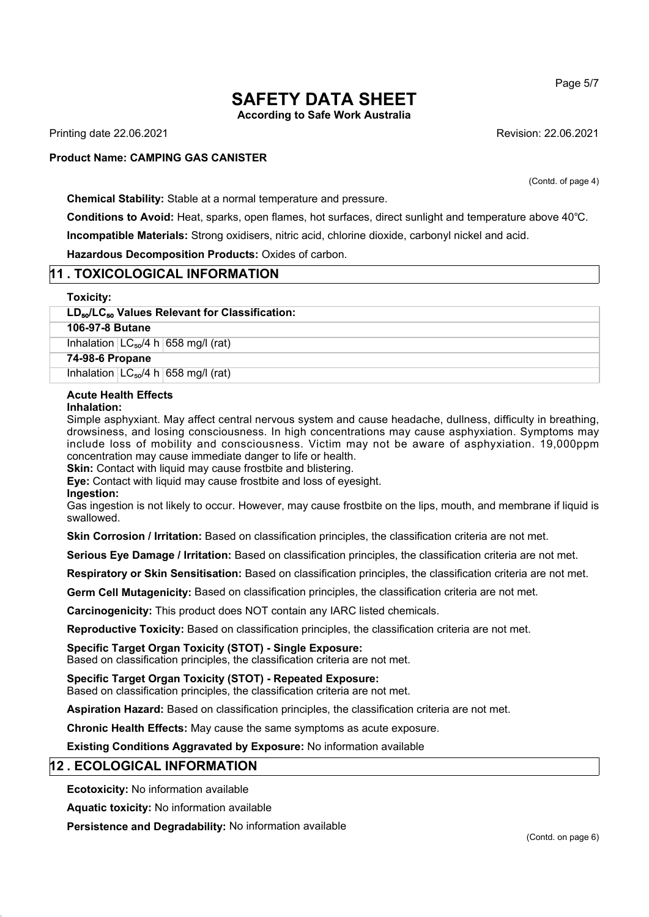(Contd. of page 4)

**Chemical Stability:** Stable at a normal temperature and pressure.

**Conditions to Avoid:** Heat, sparks, open flames, hot surfaces, direct sunlight and temperature above 40℃.

**Incompatible Materials:** Strong oxidisers, nitric acid, chlorine dioxide, carbonyl nickel and acid.

**Hazardous Decomposition Products:** Oxides of carbon.

## 11 . TOXICOLOGICAL INFORMATION

**Toxicity:**

| **$LD_{50}$/$LC_{50}$ Values Relevant for Classification:** | | |
|---|---|---|
| **106-97-8 Butane** | | |
| Inhalation | $LC_{50}$/4 h | 658 mg/l (rat) |
| **74-98-6 Propane** | | |
| Inhalation | $LC_{50}$/4 h | 658 mg/l (rat) |

**Acute Health Effects**

**Inhalation:**

Simple asphyxiant. May affect central nervous system and cause headache, dullness, difficulty in breathing, drowsiness, and losing consciousness. In high concentrations may cause asphyxiation. Symptoms may include loss of mobility and consciousness. Victim may not be aware of asphyxiation. 19,000ppm concentration may cause immediate danger to life or health.

**Skin:** Contact with liquid may cause frostbite and blistering.

**Eye:** Contact with liquid may cause frostbite and loss of eyesight.

**Ingestion:**

Gas ingestion is not likely to occur. However, may cause frostbite on the lips, mouth, and membrane if liquid is swallowed.

**Skin Corrosion / Irritation:** Based on classification principles, the classification criteria are not met.

**Serious Eye Damage / Irritation:** Based on classification principles, the classification criteria are not met.

**Respiratory or Skin Sensitisation:** Based on classification principles, the classification criteria are not met.

**Germ Cell Mutagenicity:** Based on classification principles, the classification criteria are not met.

**Carcinogenicity:** This product does NOT contain any IARC listed chemicals.

**Reproductive Toxicity:** Based on classification principles, the classification criteria are not met.

**Specific Target Organ Toxicity (STOT) - Single Exposure:**
Based on classification principles, the classification criteria are not met.

**Specific Target Organ Toxicity (STOT) - Repeated Exposure:**
Based on classification principles, the classification criteria are not met.

**Aspiration Hazard:** Based on classification principles, the classification criteria are not met.

**Chronic Health Effects:** May cause the same symptoms as acute exposure.

**Existing Conditions Aggravated by Exposure:** No information available

## 12 . ECOLOGICAL INFORMATION

**Ecotoxicity:** No information available

**Aquatic toxicity:** No information available

**Persistence and Degradability:** No information available

(Contd. on page 6)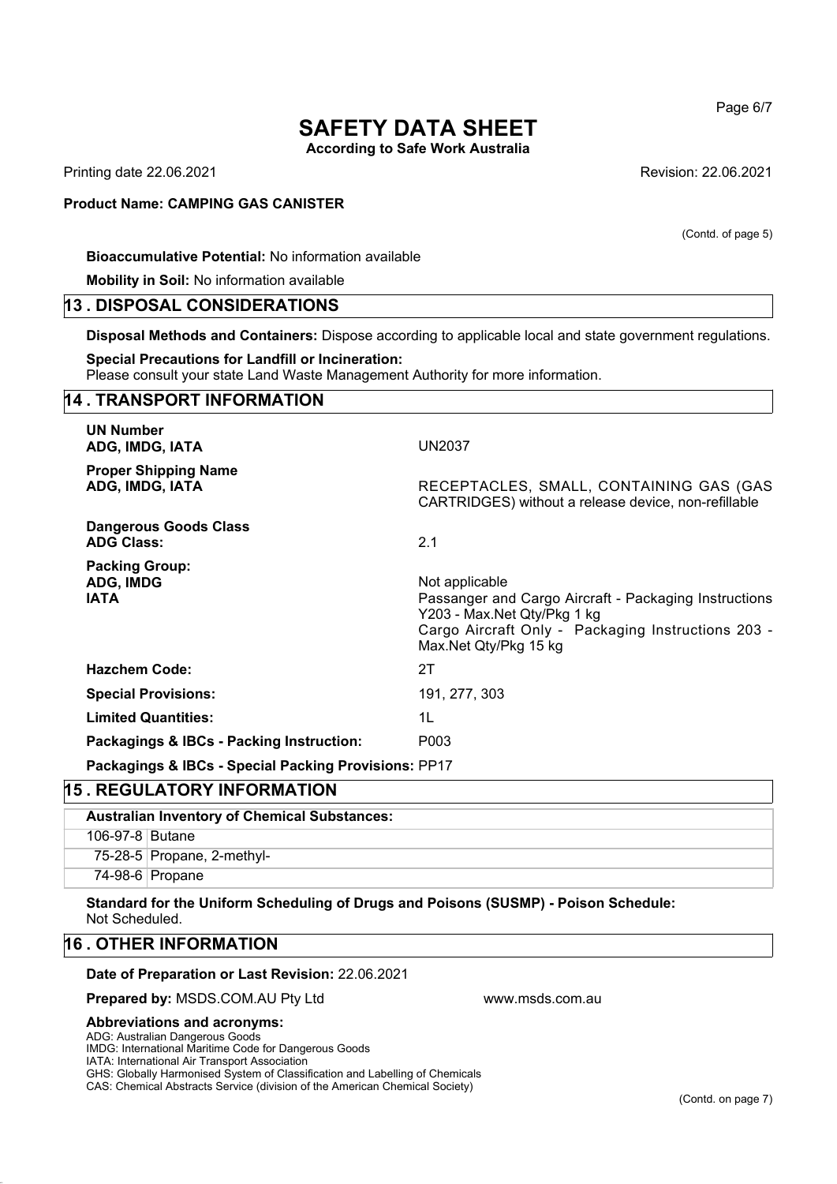**Bioaccumulative Potential:** No information available

**Mobility in Soil:** No information available

## 13 . DISPOSAL CONSIDERATIONS

**Disposal Methods and Containers:** Dispose according to applicable local and state government regulations.

**Special Precautions for Landfill or Incineration:**
Please consult your state Land Waste Management Authority for more information.

## 14 . TRANSPORT INFORMATION

| | |
|---|---|
| **UN Number**<br>**ADG, IMDG, IATA** | UN2037 |
| **Proper Shipping Name**<br>**ADG, IMDG, IATA** | RECEPTACLES, SMALL, CONTAINING GAS (GAS CARTRIDGES) without a release device, non-refillable |
| **Dangerous Goods Class**<br>**ADG Class:** | 2.1 |
| **Packing Group:**<br>**ADG, IMDG**<br>**IATA** | Not applicable<br>Passanger and Cargo Aircraft - Packaging Instructions Y203 - Max.Net Qty/Pkg 1 kg<br>Cargo Aircraft Only - Packaging Instructions 203 - Max.Net Qty/Pkg 15 kg |
| **Hazchem Code:** | 2T |
| **Special Provisions:** | 191, 277, 303 |
| **Limited Quantities:** | 1L |
| **Packagings & IBCs - Packing Instruction:** | P003 |

**Packagings & IBCs - Special Packing Provisions:** PP17

## 15 . REGULATORY INFORMATION

| **Australian Inventory of Chemical Substances:** | |
|---|---|
| 106-97-8 | Butane |
| 75-28-5 | Propane, 2-methyl- |
| 74-98-6 | Propane |

**Standard for the Uniform Scheduling of Drugs and Poisons (SUSMP) - Poison Schedule:**
Not Scheduled.

## 16 . OTHER INFORMATION

**Date of Preparation or Last Revision:** 22.06.2021

**Prepared by:** MSDS.COM.AU Pty Ltd www.msds.com.au

**Abbreviations and acronyms:**
ADG: Australian Dangerous Goods
IMDG: International Maritime Code for Dangerous Goods
IATA: International Air Transport Association
GHS: Globally Harmonised System of Classification and Labelling of Chemicals
CAS: Chemical Abstracts Service (division of the American Chemical Society)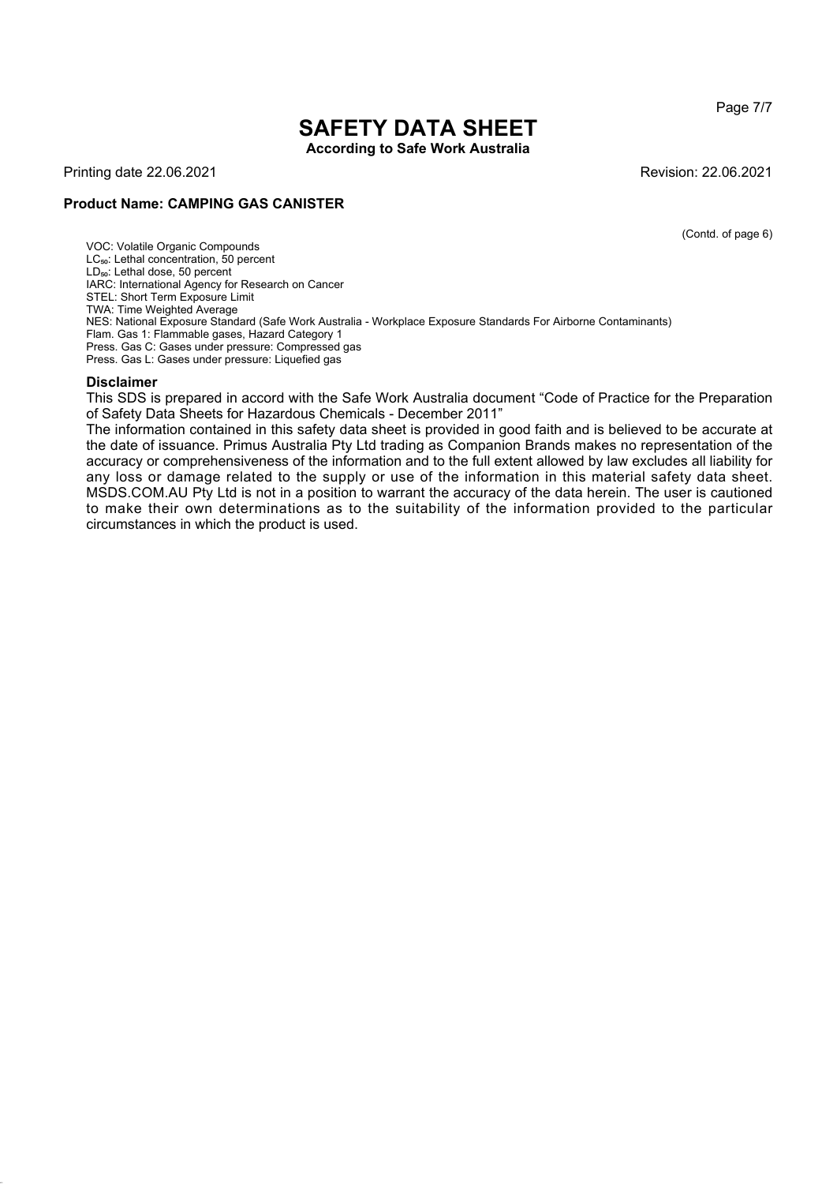(Contd. of page 6)

VOC: Volatile Organic Compounds
$LC_{50}$: Lethal concentration, 50 percent
$LD_{50}$: Lethal dose, 50 percent
IARC: International Agency for Research on Cancer
STEL: Short Term Exposure Limit
TWA: Time Weighted Average
NES: National Exposure Standard (Safe Work Australia - Workplace Exposure Standards For Airborne Contaminants)
Flam. Gas 1: Flammable gases, Hazard Category 1
Press. Gas C: Gases under pressure: Compressed gas
Press. Gas L: Gases under pressure: Liquefied gas

**Disclaimer**

This SDS is prepared in accord with the Safe Work Australia document “Code of Practice for the Preparation of Safety Data Sheets for Hazardous Chemicals - December 2011”

The information contained in this safety data sheet is provided in good faith and is believed to be accurate at the date of issuance. Primus Australia Pty Ltd trading as Companion Brands makes no representation of the accuracy or comprehensiveness of the information and to the full extent allowed by law excludes all liability for any loss or damage related to the supply or use of the information in this material safety data sheet. MSDS.COM.AU Pty Ltd is not in a position to warrant the accuracy of the data herein. The user is cautioned to make their own determinations as to the suitability of the information provided to the particular circumstances in which the product is used.